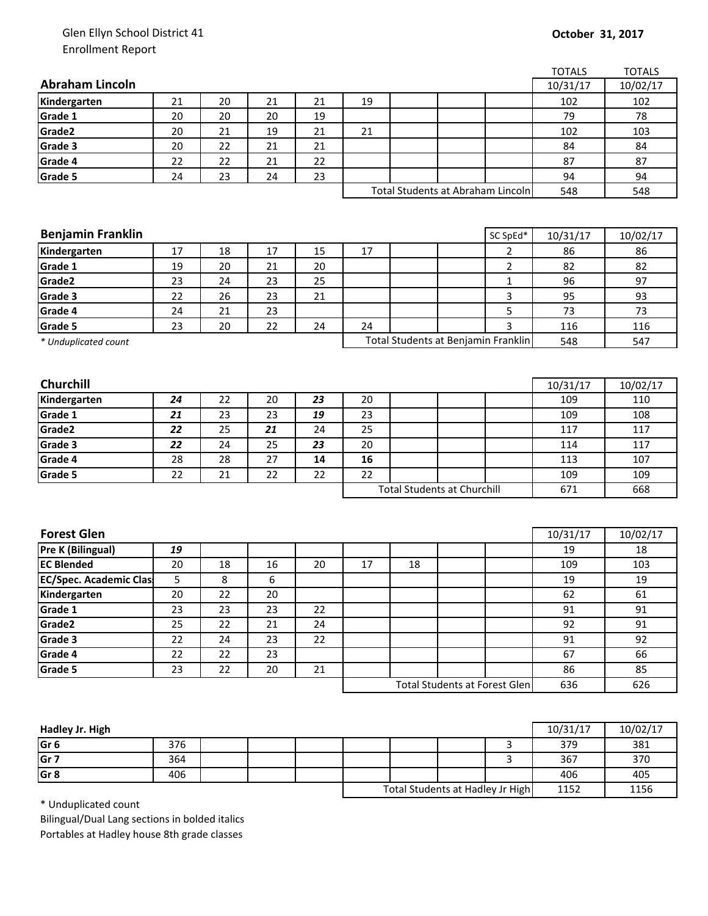Glen Ellyn School District 41
Enrollment Report

**October 31, 2017**

| Abraham Lincoln | | | | | | | | | TOTALS 10/31/17 | TOTALS 10/02/17 |
|---|---|---|---|---|---|---|---|---|---|---|
| Kindergarten | 21 | 20 | 21 | 21 | 19 | | | | 102 | 102 |
| Grade 1 | 20 | 20 | 20 | 19 | | | | | 79 | 78 |
| Grade2 | 20 | 21 | 19 | 21 | 21 | | | | 102 | 103 |
| Grade 3 | 20 | 22 | 21 | 21 | | | | | 84 | 84 |
| Grade 4 | 22 | 22 | 21 | 22 | | | | | 87 | 87 |
| Grade 5 | 24 | 23 | 24 | 23 | | | | | 94 | 94 |
| | | | | | Total Students at Abraham Lincoln | | | | 548 | 548 |

| Benjamin Franklin | | | | | | | | SC SpEd* | 10/31/17 | 10/02/17 |
|---|---|---|---|---|---|---|---|---|---|---|
| Kindergarten | 17 | 18 | 17 | 15 | 17 | | | 2 | 86 | 86 |
| Grade 1 | 19 | 20 | 21 | 20 | | | | 2 | 82 | 82 |
| Grade2 | 23 | 24 | 23 | 25 | | | | 1 | 96 | 97 |
| Grade 3 | 22 | 26 | 23 | 21 | | | | 3 | 95 | 93 |
| Grade 4 | 24 | 21 | 23 | | | | | 5 | 73 | 73 |
| Grade 5 | 23 | 20 | 22 | 24 | 24 | | | 3 | 116 | 116 |
| * Unduplicated count | | | | | Total Students at Benjamin Franklin | | | | 548 | 547 |

| Churchill | | | | | | | | | 10/31/17 | 10/02/17 |
|---|---|---|---|---|---|---|---|---|---|---|
| Kindergarten | ***24*** | 22 | 20 | ***23*** | 20 | | | | 109 | 110 |
| Grade 1 | ***21*** | 23 | 23 | ***19*** | 23 | | | | 109 | 108 |
| Grade2 | ***22*** | 25 | ***21*** | 24 | 25 | | | | 117 | 117 |
| Grade 3 | ***22*** | 24 | 25 | ***23*** | 20 | | | | 114 | 117 |
| Grade 4 | 28 | 28 | 27 | **14** | **16** | | | | 113 | 107 |
| Grade 5 | 22 | 21 | 22 | 22 | 22 | | | | 109 | 109 |
| | | | | | Total Students at Churchill | | | | 671 | 668 |

| Forest Glen | | | | | | | | | 10/31/17 | 10/02/17 |
|---|---|---|---|---|---|---|---|---|---|---|
| Pre K (Bilingual) | ***19*** | | | | | | | | 19 | 18 |
| EC Blended | 20 | 18 | 16 | 20 | 17 | 18 | | | 109 | 103 |
| EC/Spec. Academic Clas | 5 | 8 | 6 | | | | | | 19 | 19 |
| Kindergarten | 20 | 22 | 20 | | | | | | 62 | 61 |
| Grade 1 | 23 | 23 | 23 | 22 | | | | | 91 | 91 |
| Grade2 | 25 | 22 | 21 | 24 | | | | | 92 | 91 |
| Grade 3 | 22 | 24 | 23 | 22 | | | | | 91 | 92 |
| Grade 4 | 22 | 22 | 23 | | | | | | 67 | 66 |
| Grade 5 | 23 | 22 | 20 | 21 | | | | | 86 | 85 |
| | | | | | Total Students at Forest Glen | | | | 636 | 626 |

| Hadley Jr. High | | | | | | | | | 10/31/17 | 10/02/17 |
|---|---|---|---|---|---|---|---|---|---|---|
| Gr 6 | 376 | | | | | | | 3 | 379 | 381 |
| Gr 7 | 364 | | | | | | | 3 | 367 | 370 |
| Gr 8 | 406 | | | | | | | | 406 | 405 |
| | | | | | Total Students at Hadley Jr High | | | | 1152 | 1156 |

* Unduplicated count
Bilingual/Dual Lang sections in bolded italics
Portables at Hadley house 8th grade classes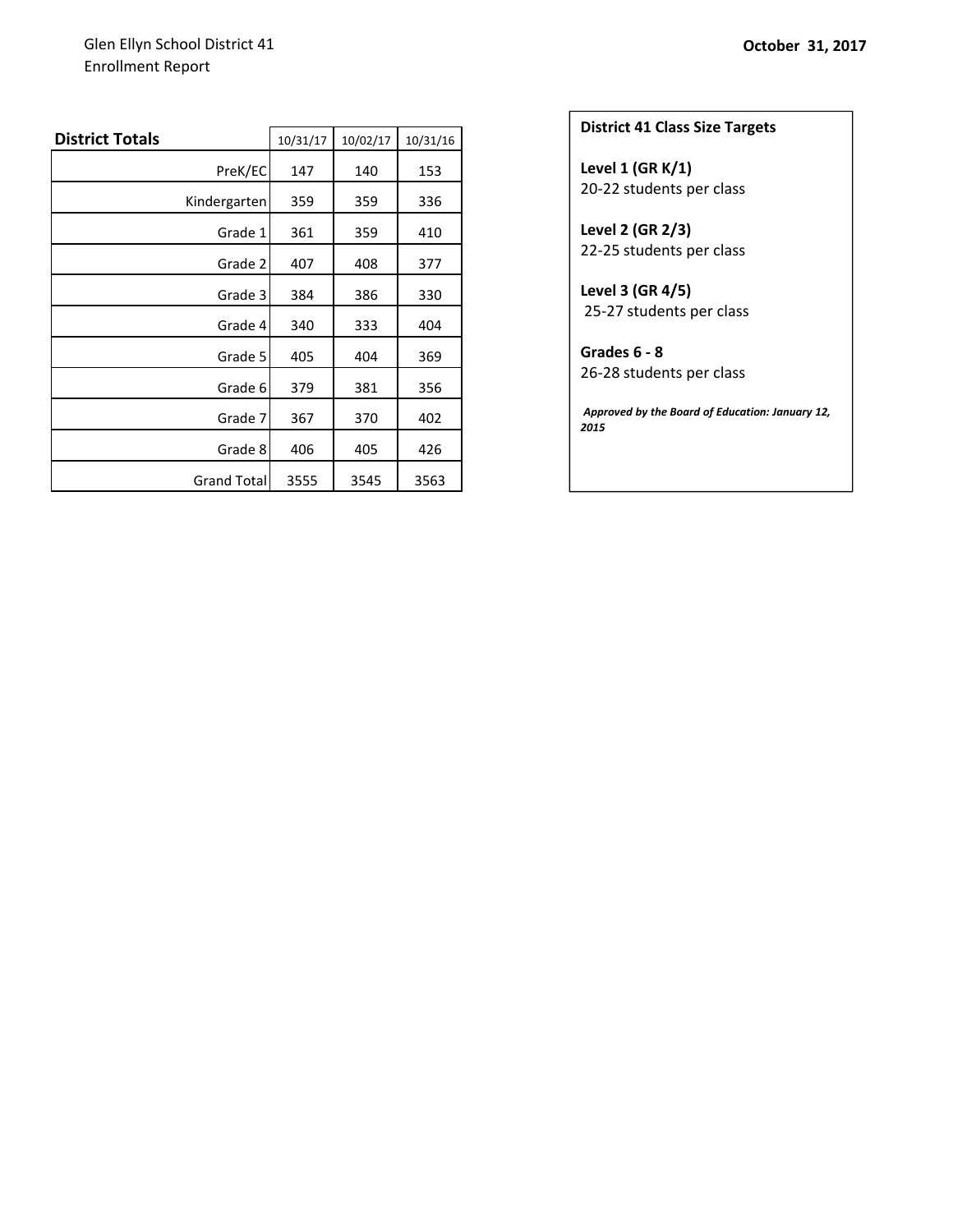Glen Ellyn School District 41
Enrollment Report

**October 31, 2017**

| District Totals | 10/31/17 | 10/02/17 | 10/31/16 |
|---|---|---|---|
| PreK/EC | 147 | 140 | 153 |
| Kindergarten | 359 | 359 | 336 |
| Grade 1 | 361 | 359 | 410 |
| Grade 2 | 407 | 408 | 377 |
| Grade 3 | 384 | 386 | 330 |
| Grade 4 | 340 | 333 | 404 |
| Grade 5 | 405 | 404 | 369 |
| Grade 6 | 379 | 381 | 356 |
| Grade 7 | 367 | 370 | 402 |
| Grade 8 | 406 | 405 | 426 |
| Grand Total | 3555 | 3545 | 3563 |

**District 41 Class Size Targets**

**Level 1 (GR K/1)**
20-22 students per class

**Level 2 (GR 2/3)**
22-25 students per class

**Level 3 (GR 4/5)**
25-27 students per class

**Grades 6 - 8**
26-28 students per class

***Approved by the Board of Education: January 12, 2015***